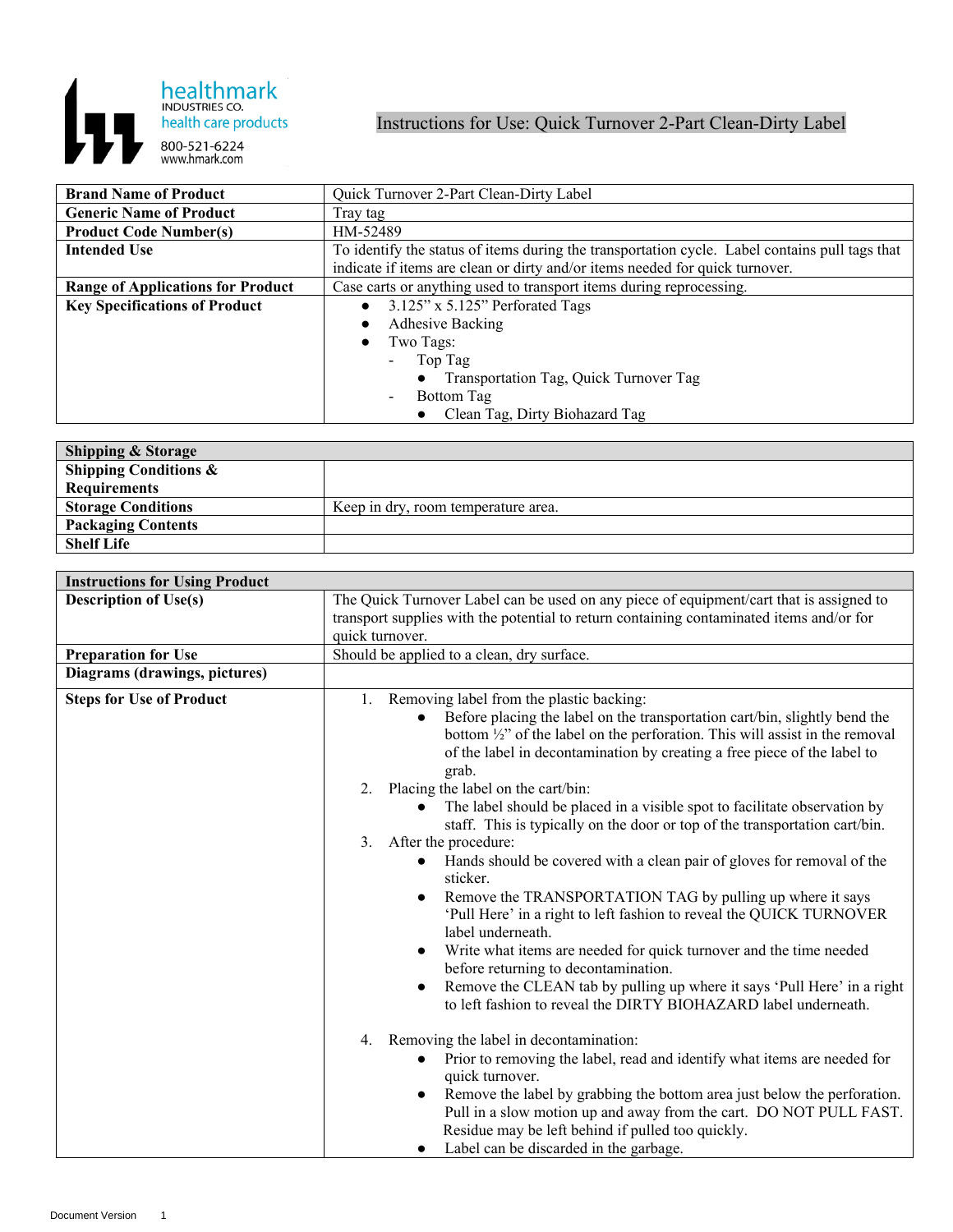healthmark
INDUSTRIES CO.
health care products
800-521-6224
www.hmark.com

# Instructions for Use: Quick Turnover 2-Part Clean-Dirty Label

| **Brand Name of Product** | Quick Turnover 2-Part Clean-Dirty Label |
|---|---|
| **Generic Name of Product** | Tray tag |
| **Product Code Number(s)** | HM-52489 |
| **Intended Use** | To identify the status of items during the transportation cycle. Label contains pull tags that indicate if items are clean or dirty and/or items needed for quick turnover. |
| **Range of Applications for Product** | Case carts or anything used to transport items during reprocessing. |
| **Key Specifications of Product** | • 3.125" x 5.125" Perforated Tags<br>• Adhesive Backing<br>• Two Tags:<br>  - Top Tag<br>    • Transportation Tag, Quick Turnover Tag<br>  - Bottom Tag<br>    • Clean Tag, Dirty Biohazard Tag |

| **Shipping & Storage** | |
|---|---|
| **Shipping Conditions & Requirements** | |
| **Storage Conditions** | Keep in dry, room temperature area. |
| **Packaging Contents** | |
| **Shelf Life** | |

| **Instructions for Using Product** | |
|---|---|
| **Description of Use(s)** | The Quick Turnover Label can be used on any piece of equipment/cart that is assigned to transport supplies with the potential to return containing contaminated items and/or for quick turnover. |
| **Preparation for Use** | Should be applied to a clean, dry surface. |
| **Diagrams (drawings, pictures)** | |
| **Steps for Use of Product** | 1. Removing label from the plastic backing:<br>  • Before placing the label on the transportation cart/bin, slightly bend the bottom ½" of the label on the perforation. This will assist in the removal of the label in decontamination by creating a free piece of the label to grab.<br>2. Placing the label on the cart/bin:<br>  • The label should be placed in a visible spot to facilitate observation by staff. This is typically on the door or top of the transportation cart/bin.<br>3. After the procedure:<br>  • Hands should be covered with a clean pair of gloves for removal of the sticker.<br>  • Remove the TRANSPORTATION TAG by pulling up where it says 'Pull Here' in a right to left fashion to reveal the QUICK TURNOVER label underneath.<br>  • Write what items are needed for quick turnover and the time needed before returning to decontamination.<br>  • Remove the CLEAN tab by pulling up where it says 'Pull Here' in a right to left fashion to reveal the DIRTY BIOHAZARD label underneath.<br>4. Removing the label in decontamination:<br>  • Prior to removing the label, read and identify what items are needed for quick turnover.<br>  • Remove the label by grabbing the bottom area just below the perforation. Pull in a slow motion up and away from the cart. DO NOT PULL FAST. Residue may be left behind if pulled too quickly.<br>  • Label can be discarded in the garbage. |

Document Version 1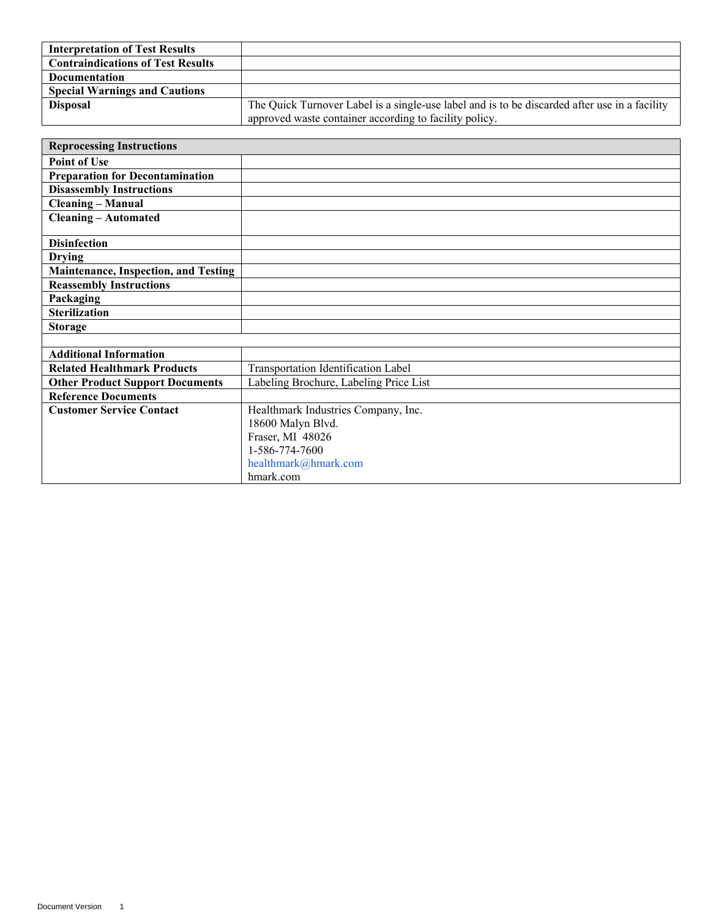| | |
|---|---|
| **Interpretation of Test Results** | |
| **Contraindications of Test Results** | |
| **Documentation** | |
| **Special Warnings and Cautions** | |
| **Disposal** | The Quick Turnover Label is a single-use label and is to be discarded after use in a facility approved waste container according to facility policy. |

| **Reprocessing Instructions** | |
|---|---|
| **Point of Use** | |
| **Preparation for Decontamination** | |
| **Disassembly Instructions** | |
| **Cleaning – Manual** | |
| **Cleaning – Automated** | |
| **Disinfection** | |
| **Drying** | |
| **Maintenance, Inspection, and Testing** | |
| **Reassembly Instructions** | |
| **Packaging** | |
| **Sterilization** | |
| **Storage** | |
| | |
| **Additional Information** | |
| **Related Healthmark Products** | Transportation Identification Label |
| **Other Product Support Documents** | Labeling Brochure, Labeling Price List |
| **Reference Documents** | |
| **Customer Service Contact** | Healthmark Industries Company, Inc.<br>18600 Malyn Blvd.<br>Fraser, MI 48026<br>1-586-774-7600<br>healthmark@hmark.com<br>hmark.com |

Document Version 1